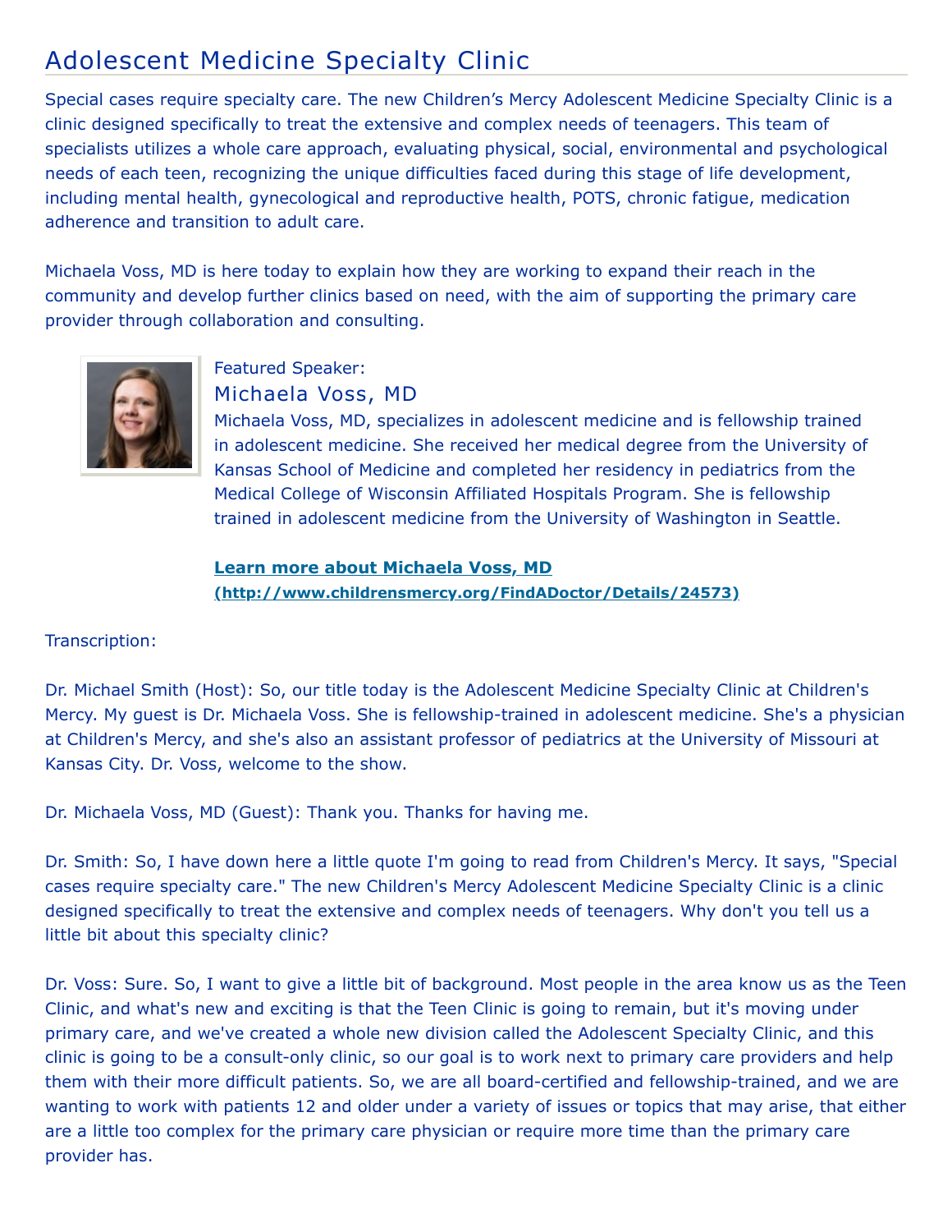# Adolescent Medicine Specialty Clinic

Special cases require specialty care. The new Children's Mercy Adolescent Medicine Specialty Clinic is a clinic designed specifically to treat the extensive and complex needs of teenagers. This team of specialists utilizes a whole care approach, evaluating physical, social, environmental and psychological needs of each teen, recognizing the unique difficulties faced during this stage of life development, including mental health, gynecological and reproductive health, POTS, chronic fatigue, medication adherence and transition to adult care.

Michaela Voss, MD is here today to explain how they are working to expand their reach in the community and develop further clinics based on need, with the aim of supporting the primary care provider through collaboration and consulting.

Featured Speaker:

## Michaela Voss, MD

Michaela Voss, MD, specializes in adolescent medicine and is fellowship trained in adolescent medicine. She received her medical degree from the University of Kansas School of Medicine and completed her residency in pediatrics from the Medical College of Wisconsin Affiliated Hospitals Program. She is fellowship trained in adolescent medicine from the University of Washington in Seattle.

**Learn more about Michaela Voss, MD (http://www.childrensmercy.org/FindADoctor/Details/24573)**

Transcription:

Dr. Michael Smith (Host): So, our title today is the Adolescent Medicine Specialty Clinic at Children's Mercy. My guest is Dr. Michaela Voss. She is fellowship-trained in adolescent medicine. She's a physician at Children's Mercy, and she's also an assistant professor of pediatrics at the University of Missouri at Kansas City. Dr. Voss, welcome to the show.

Dr. Michaela Voss, MD (Guest): Thank you. Thanks for having me.

Dr. Smith: So, I have down here a little quote I'm going to read from Children's Mercy. It says, "Special cases require specialty care." The new Children's Mercy Adolescent Medicine Specialty Clinic is a clinic designed specifically to treat the extensive and complex needs of teenagers. Why don't you tell us a little bit about this specialty clinic?

Dr. Voss: Sure. So, I want to give a little bit of background. Most people in the area know us as the Teen Clinic, and what's new and exciting is that the Teen Clinic is going to remain, but it's moving under primary care, and we've created a whole new division called the Adolescent Specialty Clinic, and this clinic is going to be a consult-only clinic, so our goal is to work next to primary care providers and help them with their more difficult patients. So, we are all board-certified and fellowship-trained, and we are wanting to work with patients 12 and older under a variety of issues or topics that may arise, that either are a little too complex for the primary care physician or require more time than the primary care provider has.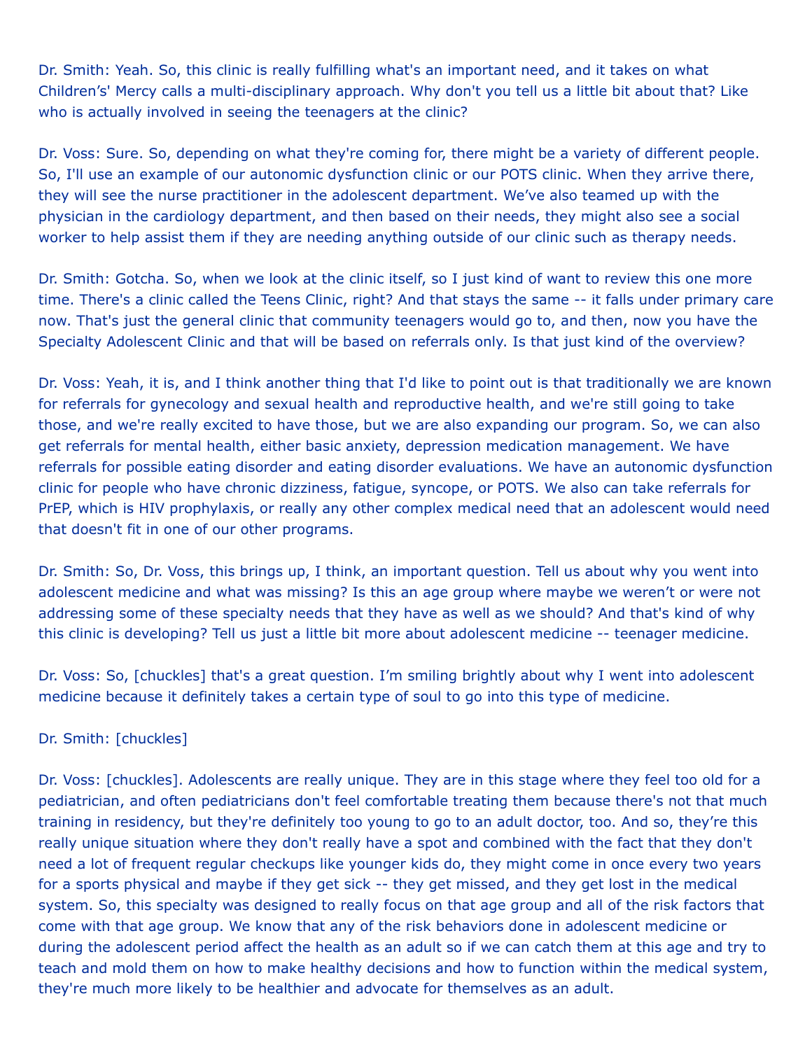Dr. Smith: Yeah. So, this clinic is really fulfilling what's an important need, and it takes on what Children's' Mercy calls a multi-disciplinary approach. Why don't you tell us a little bit about that? Like who is actually involved in seeing the teenagers at the clinic?

Dr. Voss: Sure. So, depending on what they're coming for, there might be a variety of different people. So, I'll use an example of our autonomic dysfunction clinic or our POTS clinic. When they arrive there, they will see the nurse practitioner in the adolescent department. We've also teamed up with the physician in the cardiology department, and then based on their needs, they might also see a social worker to help assist them if they are needing anything outside of our clinic such as therapy needs.

Dr. Smith: Gotcha. So, when we look at the clinic itself, so I just kind of want to review this one more time. There's a clinic called the Teens Clinic, right? And that stays the same -- it falls under primary care now. That's just the general clinic that community teenagers would go to, and then, now you have the Specialty Adolescent Clinic and that will be based on referrals only. Is that just kind of the overview?

Dr. Voss: Yeah, it is, and I think another thing that I'd like to point out is that traditionally we are known for referrals for gynecology and sexual health and reproductive health, and we're still going to take those, and we're really excited to have those, but we are also expanding our program. So, we can also get referrals for mental health, either basic anxiety, depression medication management. We have referrals for possible eating disorder and eating disorder evaluations. We have an autonomic dysfunction clinic for people who have chronic dizziness, fatigue, syncope, or POTS. We also can take referrals for PrEP, which is HIV prophylaxis, or really any other complex medical need that an adolescent would need that doesn't fit in one of our other programs.

Dr. Smith: So, Dr. Voss, this brings up, I think, an important question. Tell us about why you went into adolescent medicine and what was missing? Is this an age group where maybe we weren't or were not addressing some of these specialty needs that they have as well as we should? And that's kind of why this clinic is developing? Tell us just a little bit more about adolescent medicine -- teenager medicine.

Dr. Voss: So, [chuckles] that's a great question. I'm smiling brightly about why I went into adolescent medicine because it definitely takes a certain type of soul to go into this type of medicine.

Dr. Smith: [chuckles]

Dr. Voss: [chuckles]. Adolescents are really unique. They are in this stage where they feel too old for a pediatrician, and often pediatricians don't feel comfortable treating them because there's not that much training in residency, but they're definitely too young to go to an adult doctor, too. And so, they're this really unique situation where they don't really have a spot and combined with the fact that they don't need a lot of frequent regular checkups like younger kids do, they might come in once every two years for a sports physical and maybe if they get sick -- they get missed, and they get lost in the medical system. So, this specialty was designed to really focus on that age group and all of the risk factors that come with that age group. We know that any of the risk behaviors done in adolescent medicine or during the adolescent period affect the health as an adult so if we can catch them at this age and try to teach and mold them on how to make healthy decisions and how to function within the medical system, they're much more likely to be healthier and advocate for themselves as an adult.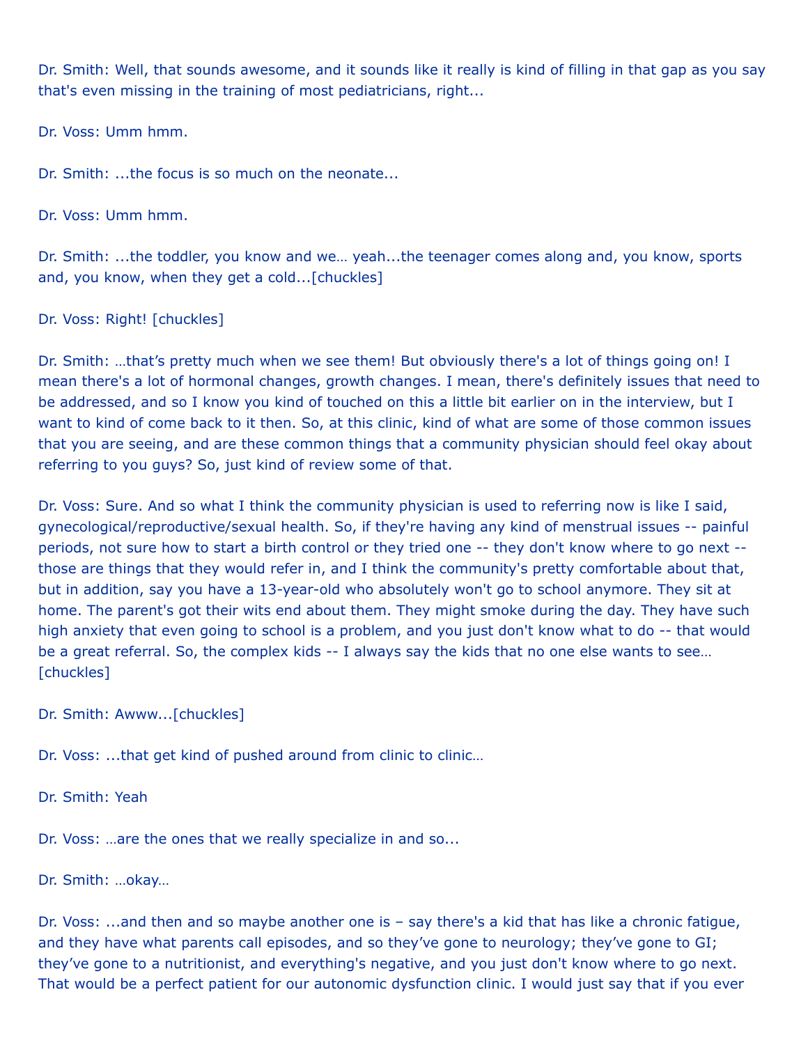Dr. Smith: Well, that sounds awesome, and it sounds like it really is kind of filling in that gap as you say that's even missing in the training of most pediatricians, right...

Dr. Voss: Umm hmm.

Dr. Smith: ...the focus is so much on the neonate...

Dr. Voss: Umm hmm.

Dr. Smith: ...the toddler, you know and we… yeah...the teenager comes along and, you know, sports and, you know, when they get a cold...[chuckles]

Dr. Voss: Right! [chuckles]

Dr. Smith: …that's pretty much when we see them! But obviously there's a lot of things going on! I mean there's a lot of hormonal changes, growth changes. I mean, there's definitely issues that need to be addressed, and so I know you kind of touched on this a little bit earlier on in the interview, but I want to kind of come back to it then. So, at this clinic, kind of what are some of those common issues that you are seeing, and are these common things that a community physician should feel okay about referring to you guys? So, just kind of review some of that.

Dr. Voss: Sure. And so what I think the community physician is used to referring now is like I said, gynecological/reproductive/sexual health. So, if they're having any kind of menstrual issues -- painful periods, not sure how to start a birth control or they tried one -- they don't know where to go next -- those are things that they would refer in, and I think the community's pretty comfortable about that, but in addition, say you have a 13-year-old who absolutely won't go to school anymore. They sit at home. The parent's got their wits end about them. They might smoke during the day. They have such high anxiety that even going to school is a problem, and you just don't know what to do -- that would be a great referral. So, the complex kids -- I always say the kids that no one else wants to see…[chuckles]

Dr. Smith: Awww...[chuckles]

Dr. Voss: ...that get kind of pushed around from clinic to clinic…

Dr. Smith: Yeah

Dr. Voss: …are the ones that we really specialize in and so...

Dr. Smith: …okay…

Dr. Voss: ...and then and so maybe another one is – say there's a kid that has like a chronic fatigue, and they have what parents call episodes, and so they've gone to neurology; they've gone to GI; they've gone to a nutritionist, and everything's negative, and you just don't know where to go next. That would be a perfect patient for our autonomic dysfunction clinic. I would just say that if you ever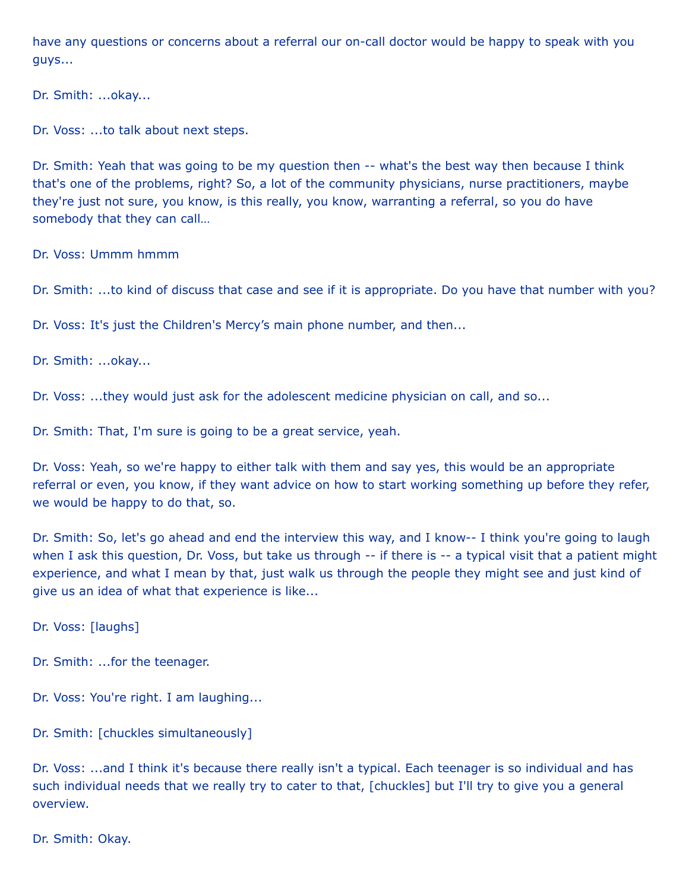have any questions or concerns about a referral our on-call doctor would be happy to speak with you guys...

Dr. Smith: ...okay...

Dr. Voss: ...to talk about next steps.

Dr. Smith: Yeah that was going to be my question then -- what's the best way then because I think that's one of the problems, right? So, a lot of the community physicians, nurse practitioners, maybe they're just not sure, you know, is this really, you know, warranting a referral, so you do have somebody that they can call…

Dr. Voss: Ummm hmmm

Dr. Smith: ...to kind of discuss that case and see if it is appropriate. Do you have that number with you?

Dr. Voss: It's just the Children's Mercy's main phone number, and then...

Dr. Smith: ...okay...

Dr. Voss: ...they would just ask for the adolescent medicine physician on call, and so...

Dr. Smith: That, I'm sure is going to be a great service, yeah.

Dr. Voss: Yeah, so we're happy to either talk with them and say yes, this would be an appropriate referral or even, you know, if they want advice on how to start working something up before they refer, we would be happy to do that, so.

Dr. Smith: So, let's go ahead and end the interview this way, and I know-- I think you're going to laugh when I ask this question, Dr. Voss, but take us through -- if there is -- a typical visit that a patient might experience, and what I mean by that, just walk us through the people they might see and just kind of give us an idea of what that experience is like...

Dr. Voss: [laughs]

Dr. Smith: ...for the teenager.

Dr. Voss: You're right. I am laughing...

Dr. Smith: [chuckles simultaneously]

Dr. Voss: ...and I think it's because there really isn't a typical. Each teenager is so individual and has such individual needs that we really try to cater to that, [chuckles] but I'll try to give you a general overview.

Dr. Smith: Okay.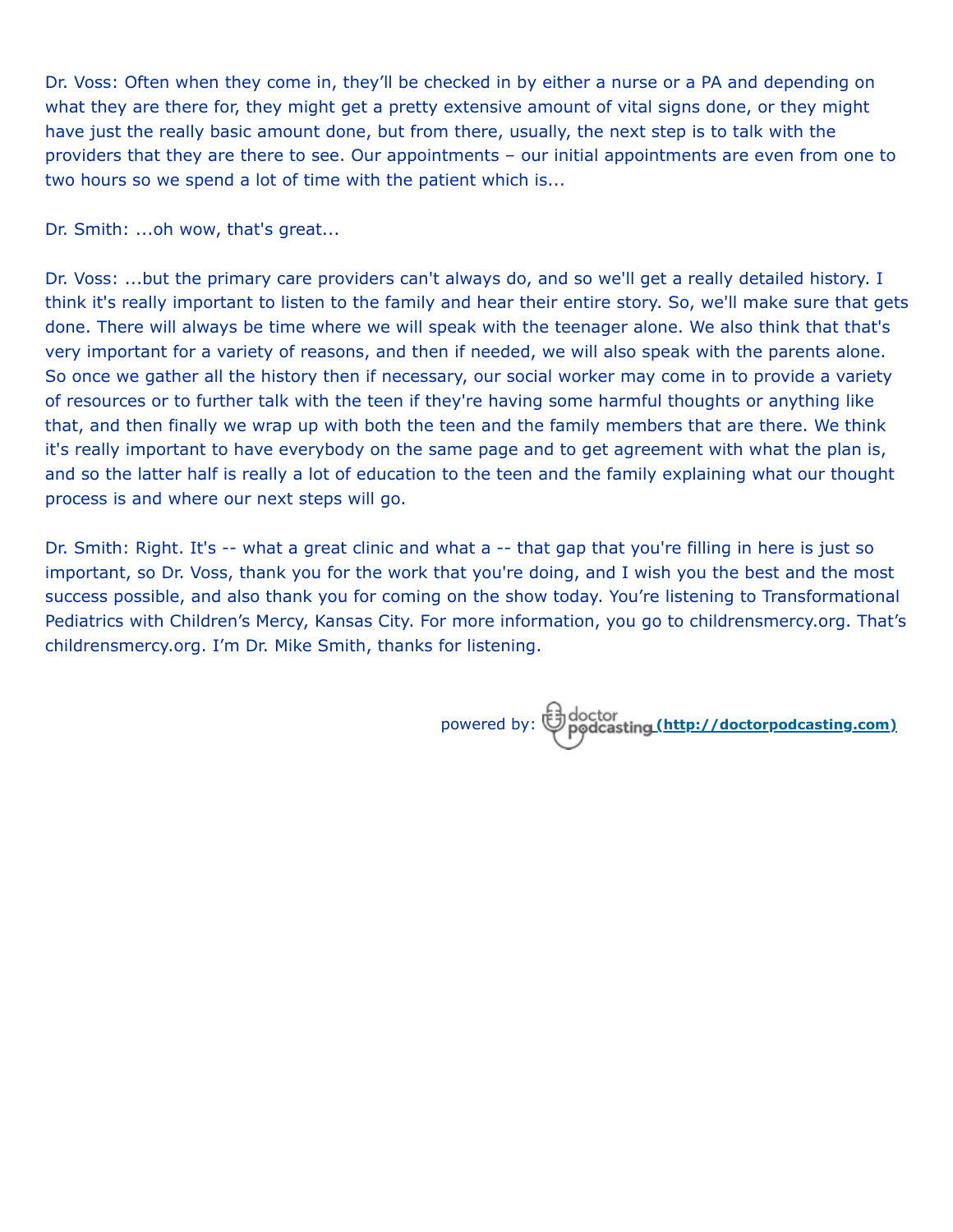Dr. Voss: Often when they come in, they'll be checked in by either a nurse or a PA and depending on what they are there for, they might get a pretty extensive amount of vital signs done, or they might have just the really basic amount done, but from there, usually, the next step is to talk with the providers that they are there to see. Our appointments – our initial appointments are even from one to two hours so we spend a lot of time with the patient which is...

Dr. Smith: ...oh wow, that's great...

Dr. Voss: ...but the primary care providers can't always do, and so we'll get a really detailed history. I think it's really important to listen to the family and hear their entire story. So, we'll make sure that gets done. There will always be time where we will speak with the teenager alone. We also think that that's very important for a variety of reasons, and then if needed, we will also speak with the parents alone. So once we gather all the history then if necessary, our social worker may come in to provide a variety of resources or to further talk with the teen if they're having some harmful thoughts or anything like that, and then finally we wrap up with both the teen and the family members that are there. We think it's really important to have everybody on the same page and to get agreement with what the plan is, and so the latter half is really a lot of education to the teen and the family explaining what our thought process is and where our next steps will go.

Dr. Smith: Right. It's -- what a great clinic and what a -- that gap that you're filling in here is just so important, so Dr. Voss, thank you for the work that you're doing, and I wish you the best and the most success possible, and also thank you for coming on the show today. You're listening to Transformational Pediatrics with Children's Mercy, Kansas City. For more information, you go to childrensmercy.org. That's childrensmercy.org. I'm Dr. Mike Smith, thanks for listening.

powered by: doctor podcasting [(http://doctorpodcasting.com)](http://doctorpodcasting.com)